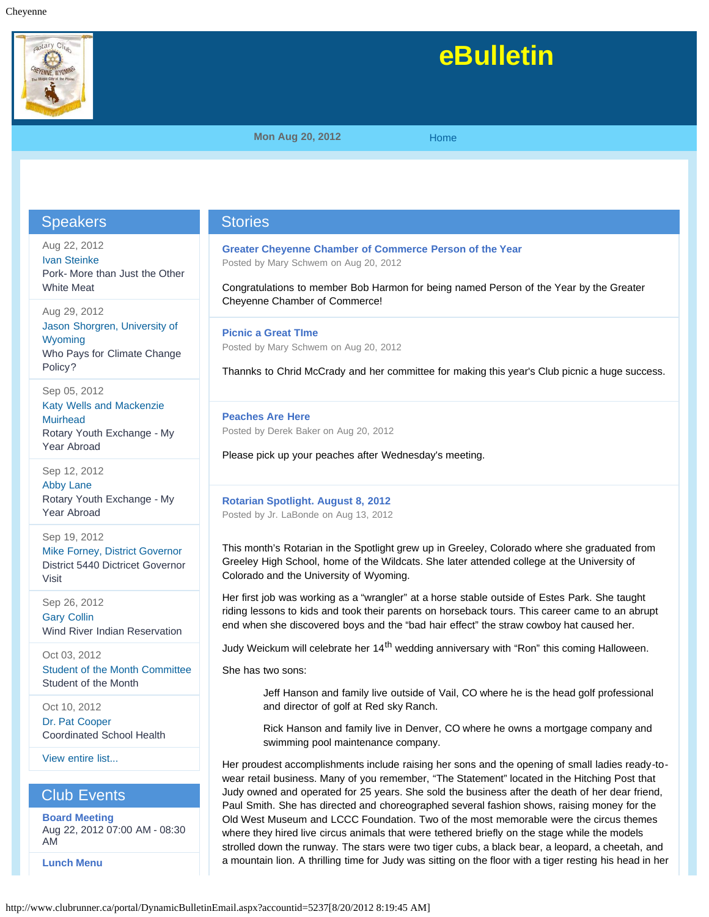# eBulletin

Mon Aug 20, 2012 Home

## Speakers

Aug 22, 2012
Ivan Steinke
Pork- More than Just the Other White Meat

Aug 29, 2012
Jason Shorgren, University of Wyoming
Who Pays for Climate Change Policy?

Sep 05, 2012
Katy Wells and Mackenzie Muirhead
Rotary Youth Exchange - My Year Abroad

Sep 12, 2012
Abby Lane
Rotary Youth Exchange - My Year Abroad

Sep 19, 2012
Mike Forney, District Governor
District 5440 Dictricet Governor Visit

Sep 26, 2012
Gary Collin
Wind River Indian Reservation

Oct 03, 2012
Student of the Month Committee
Student of the Month

Oct 10, 2012
Dr. Pat Cooper
Coordinated School Health

View entire list...

## Club Events

**Board Meeting**
Aug 22, 2012 07:00 AM - 08:30 AM

**Lunch Menu**

## Stories

### Greater Cheyenne Chamber of Commerce Person of the Year

Posted by Mary Schwem on Aug 20, 2012

Congratulations to member Bob Harmon for being named Person of the Year by the Greater Cheyenne Chamber of Commerce!

### Picnic a Great TIme

Posted by Mary Schwem on Aug 20, 2012

Thannks to Chrid McCrady and her committee for making this year's Club picnic a huge success.

### Peaches Are Here

Posted by Derek Baker on Aug 20, 2012

Please pick up your peaches after Wednesday's meeting.

### Rotarian Spotlight. August 8, 2012

Posted by Jr. LaBonde on Aug 13, 2012

This month's Rotarian in the Spotlight grew up in Greeley, Colorado where she graduated from Greeley High School, home of the Wildcats. She later attended college at the University of Colorado and the University of Wyoming.

Her first job was working as a "wrangler" at a horse stable outside of Estes Park. She taught riding lessons to kids and took their parents on horseback tours. This career came to an abrupt end when she discovered boys and the "bad hair effect" the straw cowboy hat caused her.

Judy Weickum will celebrate her 14th wedding anniversary with "Ron" this coming Halloween.

She has two sons:

> Jeff Hanson and family live outside of Vail, CO where he is the head golf professional and director of golf at Red sky Ranch.
>
> Rick Hanson and family live in Denver, CO where he owns a mortgage company and swimming pool maintenance company.

Her proudest accomplishments include raising her sons and the opening of small ladies ready-to-wear retail business. Many of you remember, "The Statement" located in the Hitching Post that Judy owned and operated for 25 years. She sold the business after the death of her dear friend, Paul Smith. She has directed and choreographed several fashion shows, raising money for the Old West Museum and LCCC Foundation. Two of the most memorable were the circus themes where they hired live circus animals that were tethered briefly on the stage while the models strolled down the runway. The stars were two tiger cubs, a black bear, a leopard, a cheetah, and a mountain lion. A thrilling time for Judy was sitting on the floor with a tiger resting his head in her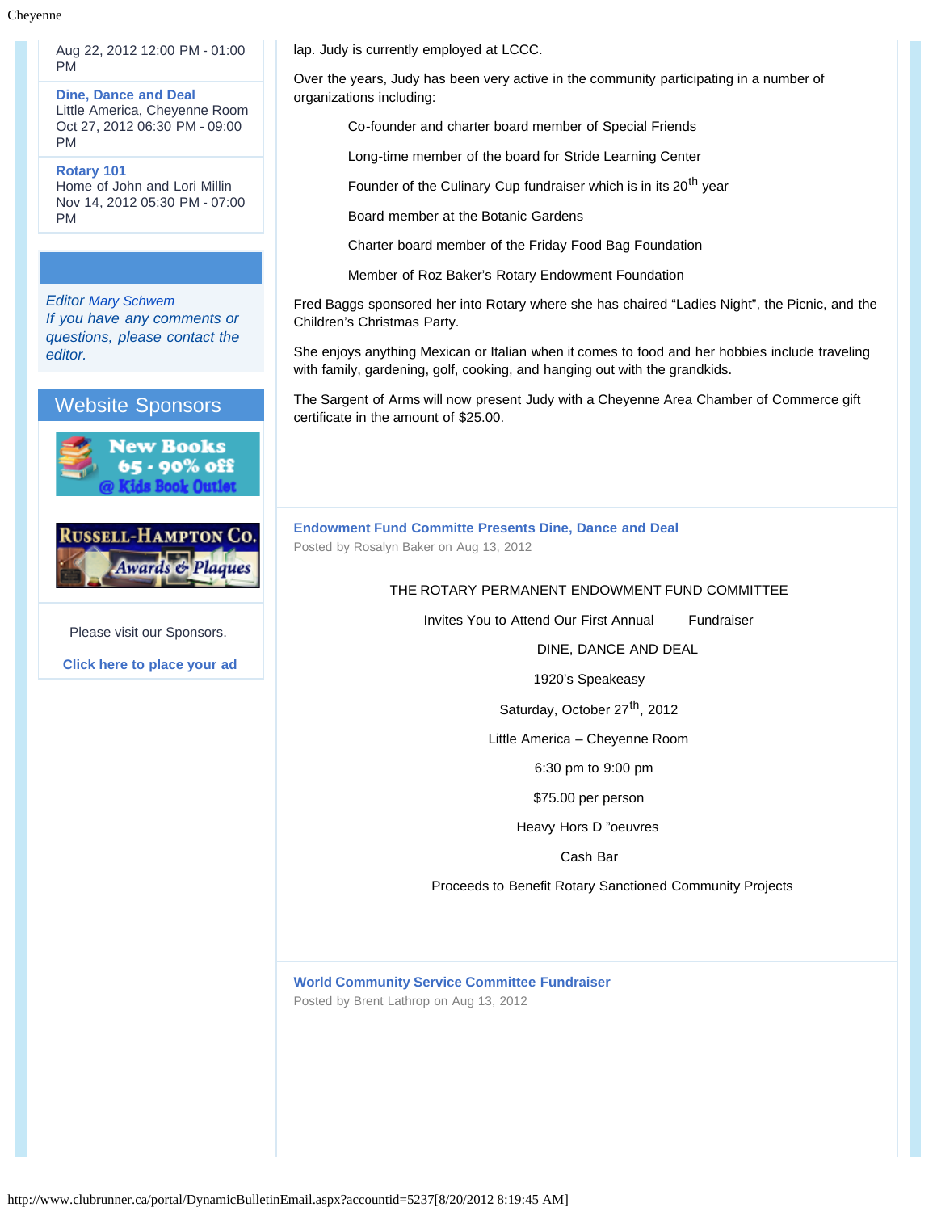Aug 22, 2012 12:00 PM - 01:00 PM

**Dine, Dance and Deal**
Little America, Cheyenne Room
Oct 27, 2012 06:30 PM - 09:00 PM

**Rotary 101**
Home of John and Lori Millin
Nov 14, 2012 05:30 PM - 07:00 PM

*Editor Mary Schwem*
*If you have any comments or questions, please contact the editor.*

## Website Sponsors

New Books 65 - 90% off @ Kids Book Outlet

Russell-Hampton Co. Awards & Plaques

Please visit our Sponsors.

**Click here to place your ad**

lap. Judy is currently employed at LCCC.

Over the years, Judy has been very active in the community participating in a number of organizations including:

- Co-founder and charter board member of Special Friends
- Long-time member of the board for Stride Learning Center
- Founder of the Culinary Cup fundraiser which is in its 20th year
- Board member at the Botanic Gardens
- Charter board member of the Friday Food Bag Foundation
- Member of Roz Baker's Rotary Endowment Foundation

Fred Baggs sponsored her into Rotary where she has chaired "Ladies Night", the Picnic, and the Children's Christmas Party.

She enjoys anything Mexican or Italian when it comes to food and her hobbies include traveling with family, gardening, golf, cooking, and hanging out with the grandkids.

The Sargent of Arms will now present Judy with a Cheyenne Area Chamber of Commerce gift certificate in the amount of $25.00.

### Endowment Fund Committe Presents Dine, Dance and Deal

Posted by Rosalyn Baker on Aug 13, 2012

THE ROTARY PERMANENT ENDOWMENT FUND COMMITTEE

Invites You to Attend Our First Annual Fundraiser

DINE, DANCE AND DEAL

1920's Speakeasy

Saturday, October 27th, 2012

Little America – Cheyenne Room

6:30 pm to 9:00 pm

$75.00 per person

Heavy Hors D "oeuvres

Cash Bar

Proceeds to Benefit Rotary Sanctioned Community Projects

### World Community Service Committee Fundraiser

Posted by Brent Lathrop on Aug 13, 2012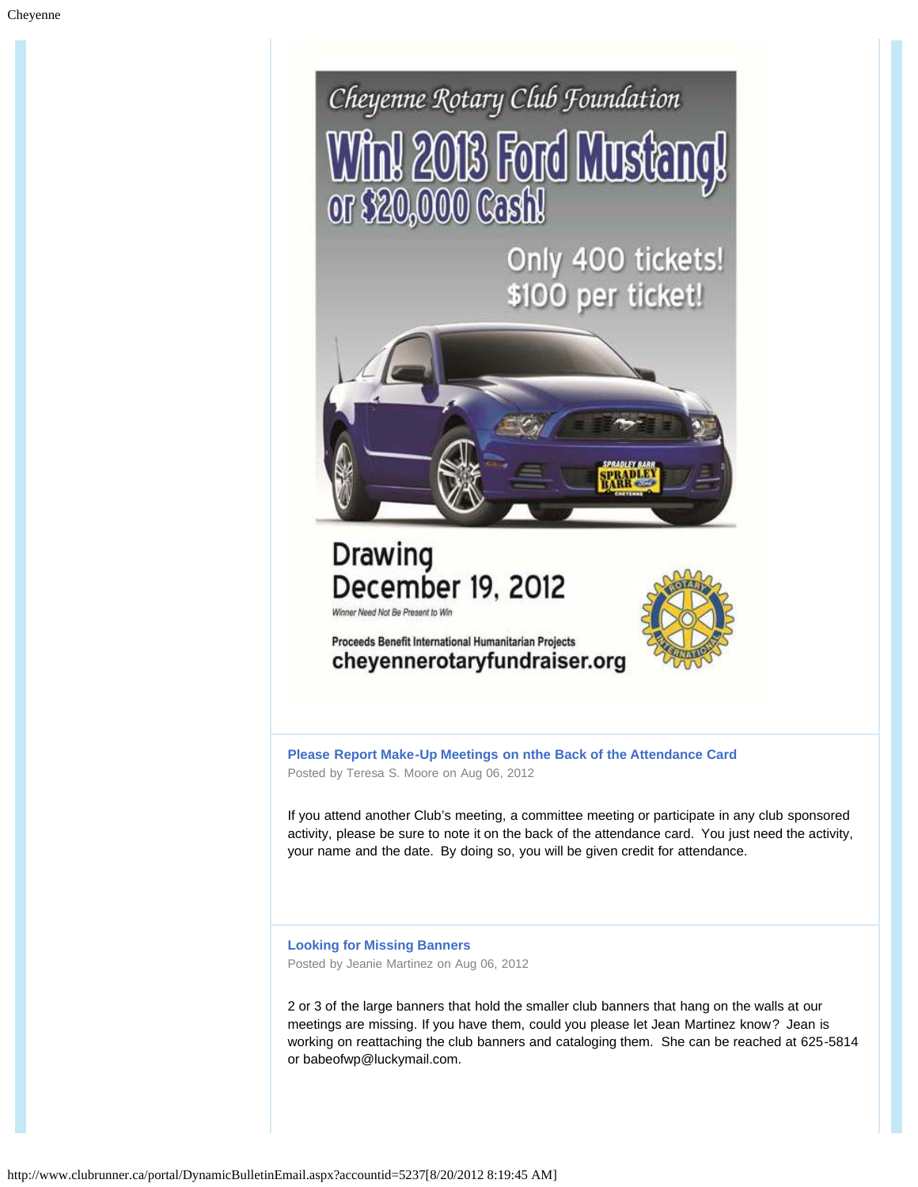Cheyenne Rotary Club Foundation

**Win! 2013 Ford Mustang! or $20,000 Cash!**

Only 400 tickets! $100 per ticket!

Drawing December 19, 2012

Winner Need Not Be Present to Win

Proceeds Benefit International Humanitarian Projects

cheyennerotaryfundraiser.org

### Please Report Make-Up Meetings on nthe Back of the Attendance Card

Posted by Teresa S. Moore on Aug 06, 2012

If you attend another Club's meeting, a committee meeting or participate in any club sponsored activity, please be sure to note it on the back of the attendance card. You just need the activity, your name and the date. By doing so, you will be given credit for attendance.

### Looking for Missing Banners

Posted by Jeanie Martinez on Aug 06, 2012

2 or 3 of the large banners that hold the smaller club banners that hang on the walls at our meetings are missing. If you have them, could you please let Jean Martinez know? Jean is working on reattaching the club banners and cataloging them. She can be reached at 625-5814 or babeofwp@luckymail.com.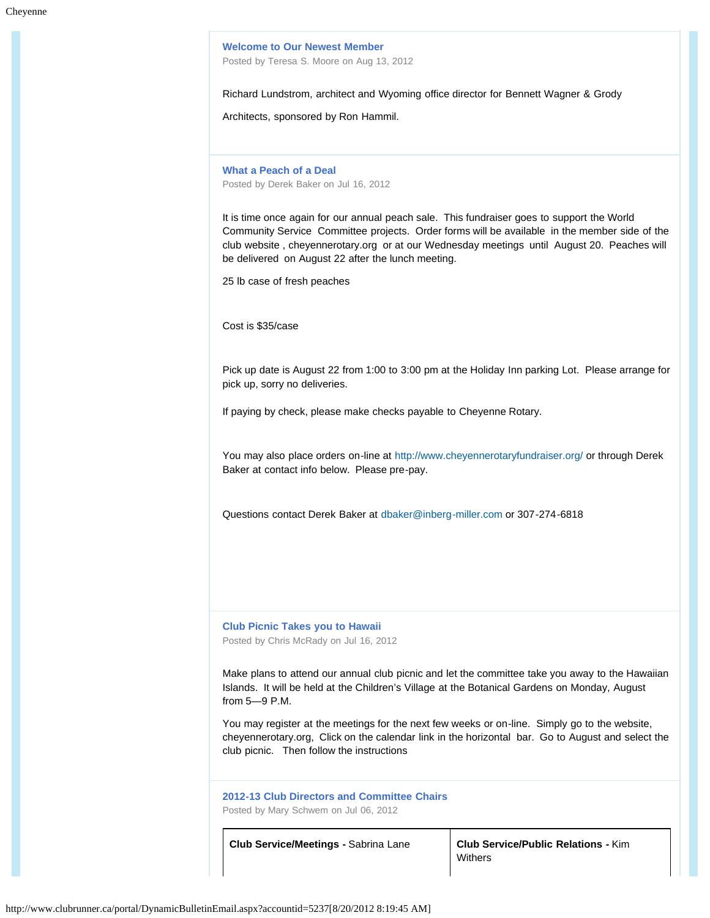### Welcome to Our Newest Member

Posted by Teresa S. Moore on Aug 13, 2012

Richard Lundstrom, architect and Wyoming office director for Bennett Wagner & Grody

Architects, sponsored by Ron Hammil.

### What a Peach of a Deal

Posted by Derek Baker on Jul 16, 2012

It is time once again for our annual peach sale. This fundraiser goes to support the World Community Service Committee projects. Order forms will be available in the member side of the club website , cheyennerotary.org or at our Wednesday meetings until August 20. Peaches will be delivered on August 22 after the lunch meeting.

25 lb case of fresh peaches

Cost is $35/case

Pick up date is August 22 from 1:00 to 3:00 pm at the Holiday Inn parking Lot. Please arrange for pick up, sorry no deliveries.

If paying by check, please make checks payable to Cheyenne Rotary.

You may also place orders on-line at http://www.cheyennerotaryfundraiser.org/ or through Derek Baker at contact info below. Please pre-pay.

Questions contact Derek Baker at dbaker@inberg-miller.com or 307-274-6818

### Club Picnic Takes you to Hawaii

Posted by Chris McRady on Jul 16, 2012

Make plans to attend our annual club picnic and let the committee take you away to the Hawaiian Islands. It will be held at the Children's Village at the Botanical Gardens on Monday, August from 5—9 P.M.

You may register at the meetings for the next few weeks or on-line. Simply go to the website, cheyennerotary.org, Click on the calendar link in the horizontal bar. Go to August and select the club picnic. Then follow the instructions

### 2012-13 Club Directors and Committee Chairs

Posted by Mary Schwem on Jul 06, 2012

| **Club Service/Meetings -** Sabrina Lane | **Club Service/Public Relations -** Kim Withers |
|---|---|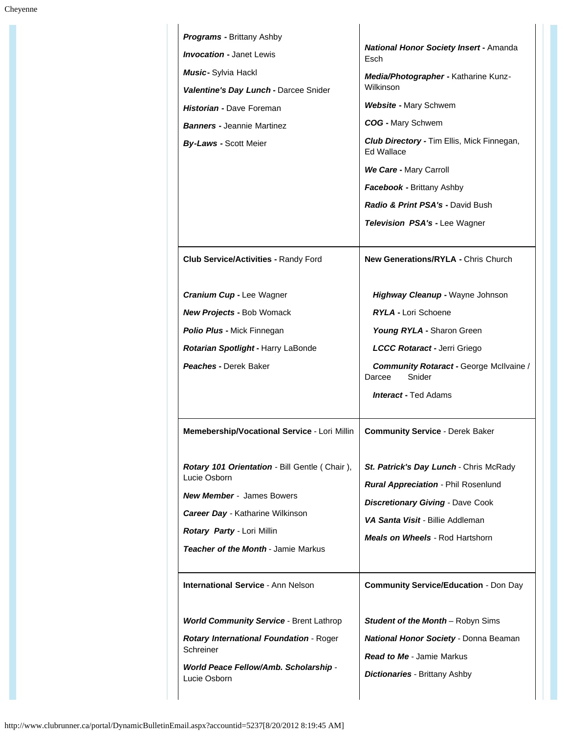***Programs -*** Brittany Ashby

***Invocation -*** Janet Lewis

***Music-*** Sylvia Hackl

***Valentine's Day Lunch -*** Darcee Snider

***Historian -*** Dave Foreman

***Banners -*** Jeannie Martinez

***By-Laws -*** Scott Meier

***National Honor Society Insert -*** Amanda Esch

***Media/Photographer -*** Katharine Kunz-Wilkinson

***Website -*** Mary Schwem

***COG -*** Mary Schwem

***Club Directory -*** Tim Ellis, Mick Finnegan, Ed Wallace

***We Care -*** Mary Carroll

***Facebook -*** Brittany Ashby

***Radio & Print PSA's -*** David Bush

***Television PSA's -*** Lee Wagner

**Club Service/Activities -** Randy Ford

***Cranium Cup -*** Lee Wagner

***New Projects -*** Bob Womack

***Polio Plus -*** Mick Finnegan

***Rotarian Spotlight -*** Harry LaBonde

***Peaches -*** Derek Baker

**New Generations/RYLA -** Chris Church

***Highway Cleanup -*** Wayne Johnson

***RYLA -*** Lori Schoene

***Young RYLA -*** Sharon Green

***LCCC Rotaract -*** Jerri Griego

***Community Rotaract -*** George McIlvaine / Darcee Snider

***Interact -*** Ted Adams

**Memebership/Vocational Service** - Lori Millin

***Rotary 101 Orientation*** - Bill Gentle ( Chair ), Lucie Osborn

***New Member*** - James Bowers

***Career Day*** - Katharine Wilkinson

***Rotary Party*** - Lori Millin

***Teacher of the Month*** - Jamie Markus

**Community Service** - Derek Baker

***St. Patrick's Day Lunch*** - Chris McRady

***Rural Appreciation*** - Phil Rosenlund

***Discretionary Giving*** - Dave Cook

***VA Santa Visit*** - Billie Addleman

***Meals on Wheels*** - Rod Hartshorn

**International Service** - Ann Nelson

***World Community Service*** - Brent Lathrop

***Rotary International Foundation*** - Roger Schreiner

***World Peace Fellow/Amb. Scholarship*** - Lucie Osborn

**Community Service/Education** - Don Day

***Student of the Month*** – Robyn Sims

***National Honor Society*** - Donna Beaman

***Read to Me*** - Jamie Markus

***Dictionaries*** - Brittany Ashby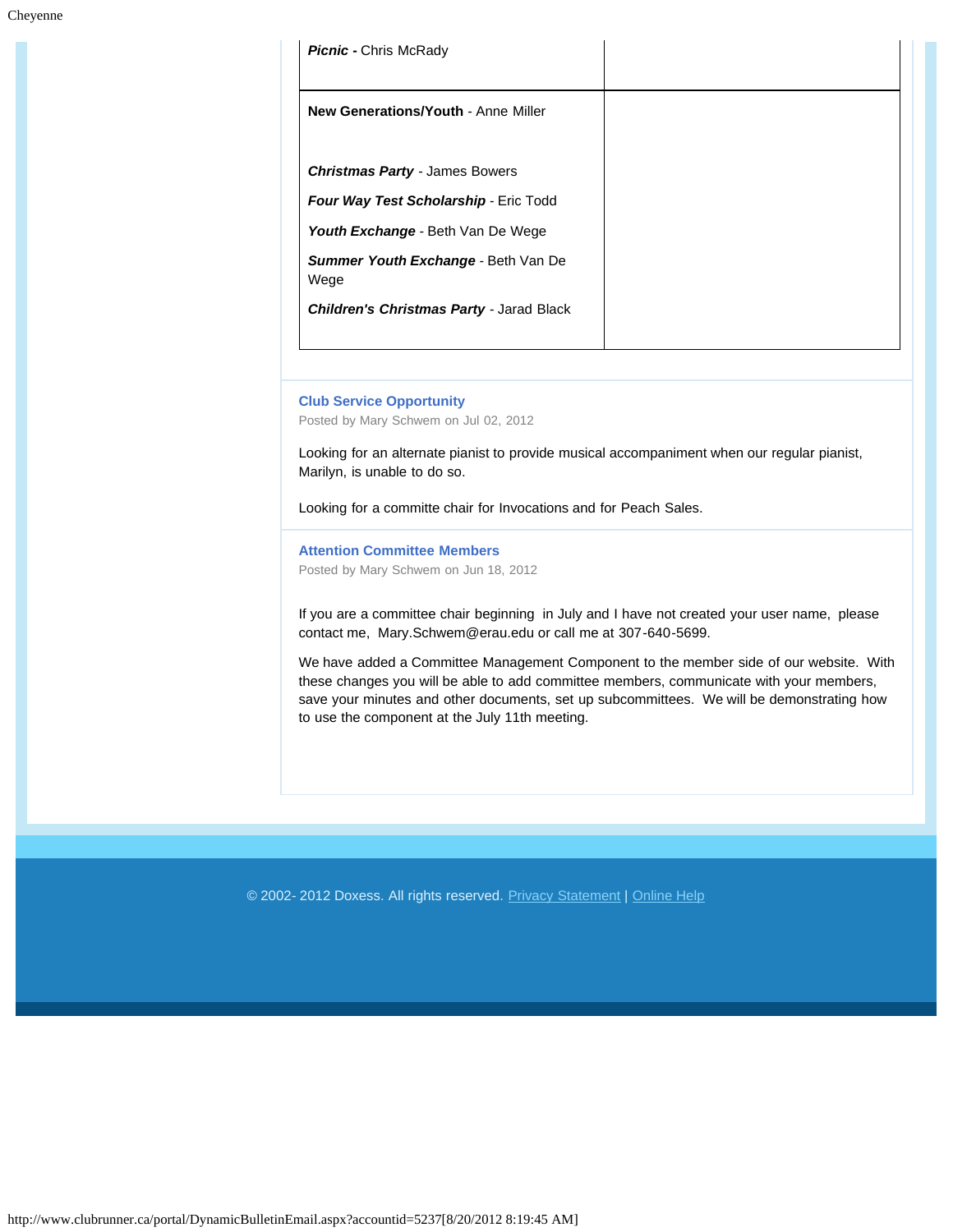| | |
|---|---|
| ***Picnic -*** Chris McRady | |
| **New Generations/Youth** - Anne Miller<br><br>***Christmas Party*** - James Bowers<br><br>***Four Way Test Scholarship*** - Eric Todd<br><br>***Youth Exchange*** - Beth Van De Wege<br><br>***Summer Youth Exchange*** - Beth Van De Wege<br><br>***Children's Christmas Party*** - Jarad Black | |

### Club Service Opportunity

Posted by Mary Schwem on Jul 02, 2012

Looking for an alternate pianist to provide musical accompaniment when our regular pianist, Marilyn, is unable to do so.

Looking for a committe chair for Invocations and for Peach Sales.

### Attention Committee Members

Posted by Mary Schwem on Jun 18, 2012

If you are a committee chair beginning in July and I have not created your user name, please contact me, Mary.Schwem@erau.edu or call me at 307-640-5699.

We have added a Committee Management Component to the member side of our website. With these changes you will be able to add committee members, communicate with your members, save your minutes and other documents, set up subcommittees. We will be demonstrating how to use the component at the July 11th meeting.

© 2002- 2012 Doxess. All rights reserved. Privacy Statement | Online Help